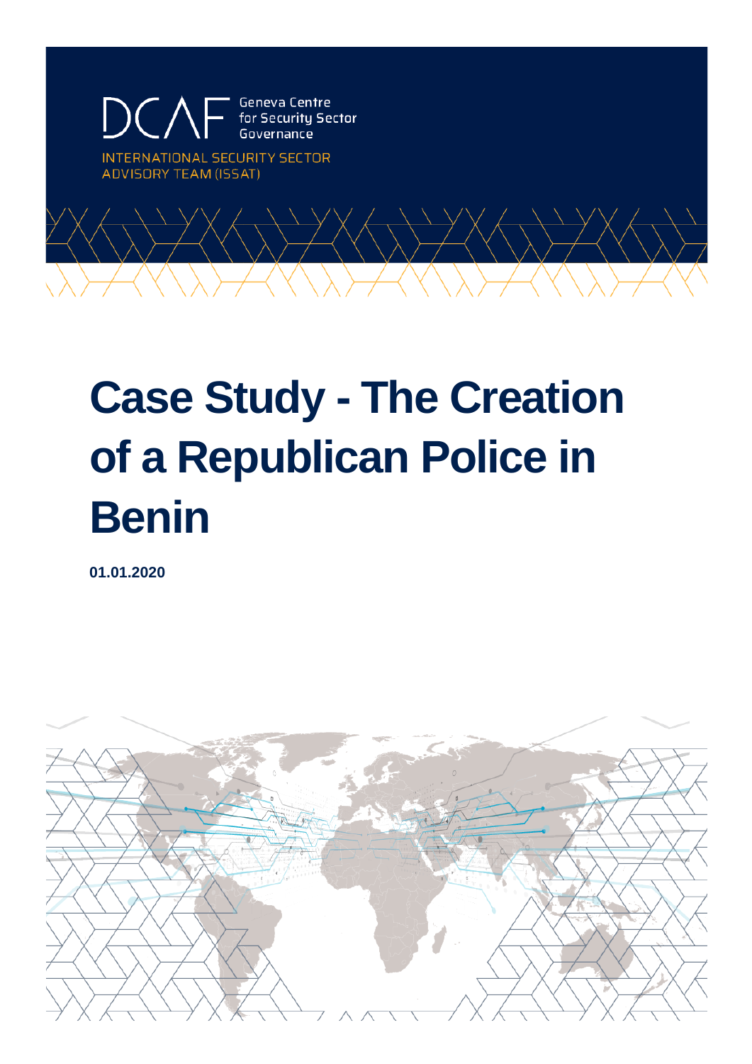DCAF Geneva Centre for Security Sector Governance

INTERNATIONAL SECURITY SECTOR ADVISORY TEAM (ISSAT)

# Case Study - The Creation of a Republican Police in Benin

**01.01.2020**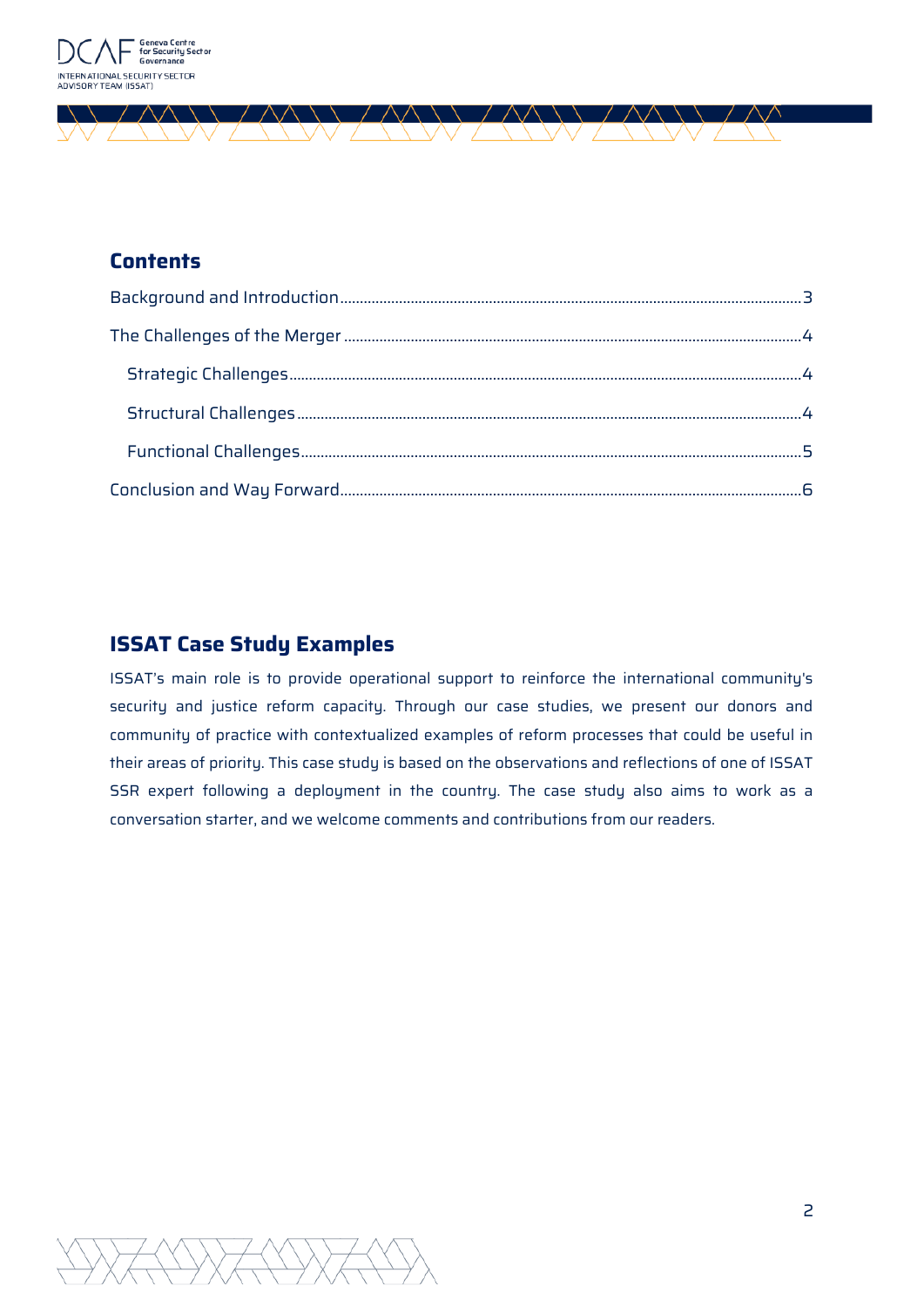## Contents

- Background and Introduction ........ 3
- The Challenges of the Merger ........ 4
  - Strategic Challenges ........ 4
  - Structural Challenges ........ 4
  - Functional Challenges ........ 5
- Conclusion and Way Forward ........ 6

## ISSAT Case Study Examples

ISSAT's main role is to provide operational support to reinforce the international community's security and justice reform capacity. Through our case studies, we present our donors and community of practice with contextualized examples of reform processes that could be useful in their areas of priority. This case study is based on the observations and reflections of one of ISSAT SSR expert following a deployment in the country. The case study also aims to work as a conversation starter, and we welcome comments and contributions from our readers.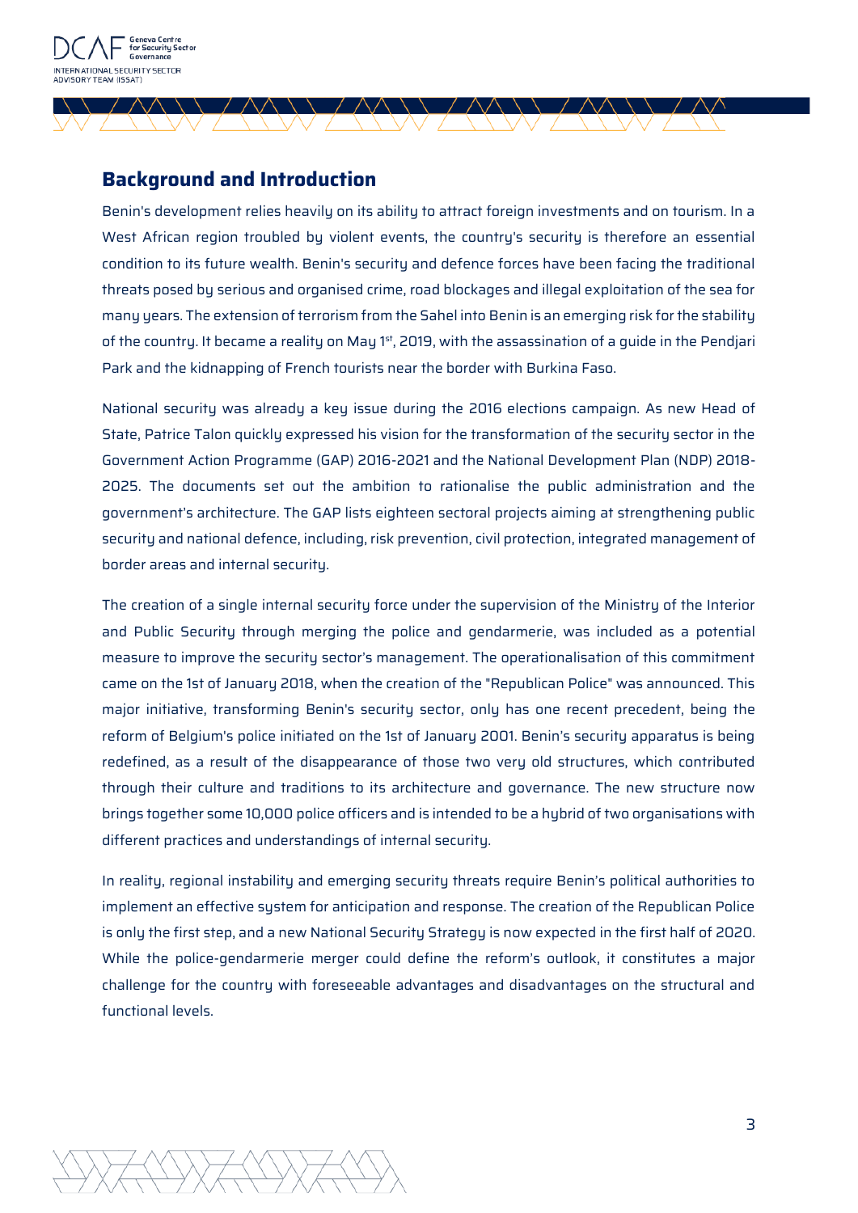## Background and Introduction

Benin's development relies heavily on its ability to attract foreign investments and on tourism. In a West African region troubled by violent events, the country's security is therefore an essential condition to its future wealth. Benin's security and defence forces have been facing the traditional threats posed by serious and organised crime, road blockages and illegal exploitation of the sea for many years. The extension of terrorism from the Sahel into Benin is an emerging risk for the stability of the country. It became a reality on May 1st, 2019, with the assassination of a guide in the Pendjari Park and the kidnapping of French tourists near the border with Burkina Faso.

National security was already a key issue during the 2016 elections campaign. As new Head of State, Patrice Talon quickly expressed his vision for the transformation of the security sector in the Government Action Programme (GAP) 2016-2021 and the National Development Plan (NDP) 2018-2025. The documents set out the ambition to rationalise the public administration and the government's architecture. The GAP lists eighteen sectoral projects aiming at strengthening public security and national defence, including, risk prevention, civil protection, integrated management of border areas and internal security.

The creation of a single internal security force under the supervision of the Ministry of the Interior and Public Security through merging the police and gendarmerie, was included as a potential measure to improve the security sector's management. The operationalisation of this commitment came on the 1st of January 2018, when the creation of the "Republican Police" was announced. This major initiative, transforming Benin's security sector, only has one recent precedent, being the reform of Belgium's police initiated on the 1st of January 2001. Benin's security apparatus is being redefined, as a result of the disappearance of those two very old structures, which contributed through their culture and traditions to its architecture and governance. The new structure now brings together some 10,000 police officers and is intended to be a hybrid of two organisations with different practices and understandings of internal security.

In reality, regional instability and emerging security threats require Benin's political authorities to implement an effective system for anticipation and response. The creation of the Republican Police is only the first step, and a new National Security Strategy is now expected in the first half of 2020. While the police-gendarmerie merger could define the reform's outlook, it constitutes a major challenge for the country with foreseeable advantages and disadvantages on the structural and functional levels.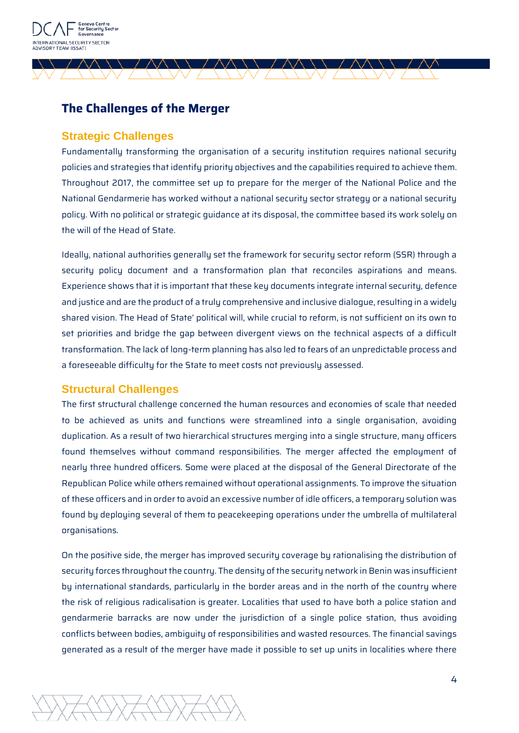## The Challenges of the Merger

### Strategic Challenges

Fundamentally transforming the organisation of a security institution requires national security policies and strategies that identify priority objectives and the capabilities required to achieve them. Throughout 2017, the committee set up to prepare for the merger of the National Police and the National Gendarmerie has worked without a national security sector strategy or a national security policy. With no political or strategic guidance at its disposal, the committee based its work solely on the will of the Head of State.

Ideally, national authorities generally set the framework for security sector reform (SSR) through a security policy document and a transformation plan that reconciles aspirations and means. Experience shows that it is important that these key documents integrate internal security, defence and justice and are the product of a truly comprehensive and inclusive dialogue, resulting in a widely shared vision. The Head of State' political will, while crucial to reform, is not sufficient on its own to set priorities and bridge the gap between divergent views on the technical aspects of a difficult transformation. The lack of long-term planning has also led to fears of an unpredictable process and a foreseeable difficulty for the State to meet costs not previously assessed.

### Structural Challenges

The first structural challenge concerned the human resources and economies of scale that needed to be achieved as units and functions were streamlined into a single organisation, avoiding duplication. As a result of two hierarchical structures merging into a single structure, many officers found themselves without command responsibilities. The merger affected the employment of nearly three hundred officers. Some were placed at the disposal of the General Directorate of the Republican Police while others remained without operational assignments. To improve the situation of these officers and in order to avoid an excessive number of idle officers, a temporary solution was found by deploying several of them to peacekeeping operations under the umbrella of multilateral organisations.

On the positive side, the merger has improved security coverage by rationalising the distribution of security forces throughout the country. The density of the security network in Benin was insufficient by international standards, particularly in the border areas and in the north of the country where the risk of religious radicalisation is greater. Localities that used to have both a police station and gendarmerie barracks are now under the jurisdiction of a single police station, thus avoiding conflicts between bodies, ambiguity of responsibilities and wasted resources. The financial savings generated as a result of the merger have made it possible to set up units in localities where there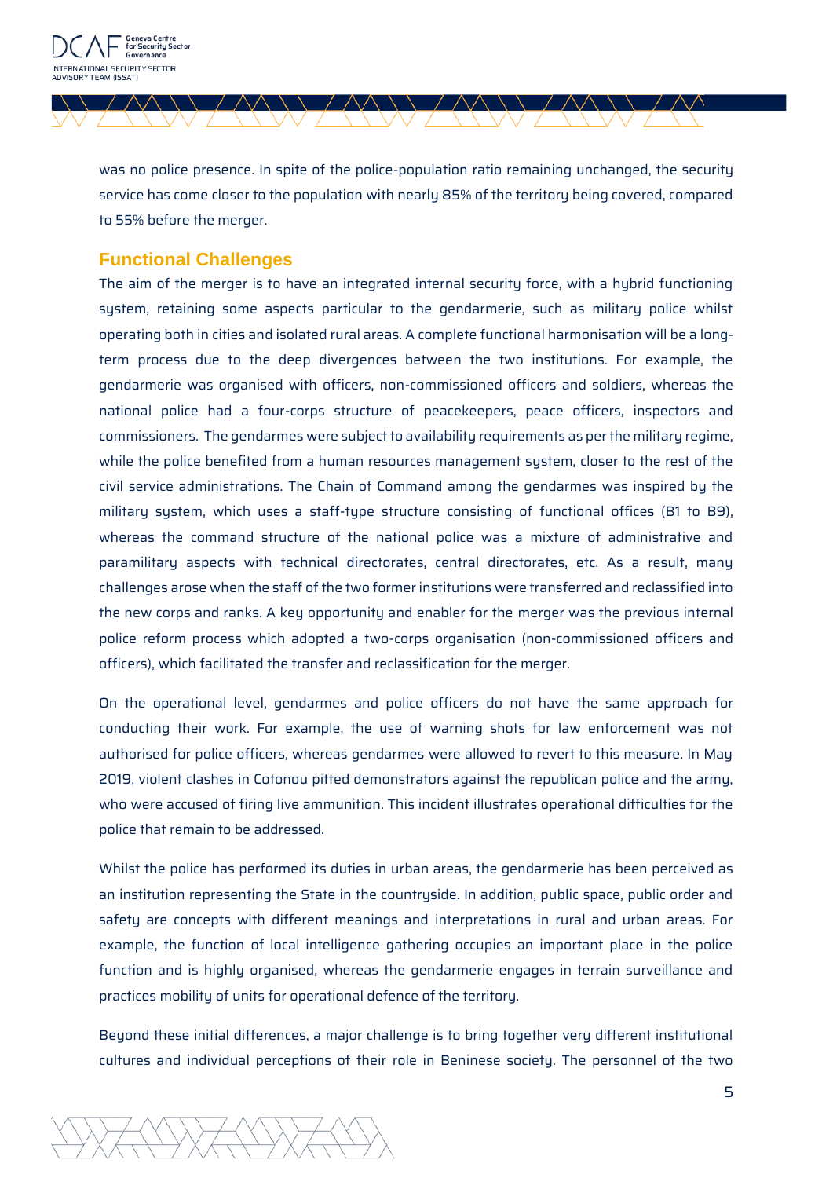was no police presence. In spite of the police-population ratio remaining unchanged, the security service has come closer to the population with nearly 85% of the territory being covered, compared to 55% before the merger.

## Functional Challenges

The aim of the merger is to have an integrated internal security force, with a hybrid functioning system, retaining some aspects particular to the gendarmerie, such as military police whilst operating both in cities and isolated rural areas. A complete functional harmonisation will be a long-term process due to the deep divergences between the two institutions. For example, the gendarmerie was organised with officers, non-commissioned officers and soldiers, whereas the national police had a four-corps structure of peacekeepers, peace officers, inspectors and commissioners. The gendarmes were subject to availability requirements as per the military regime, while the police benefited from a human resources management system, closer to the rest of the civil service administrations. The Chain of Command among the gendarmes was inspired by the military system, which uses a staff-type structure consisting of functional offices (B1 to B9), whereas the command structure of the national police was a mixture of administrative and paramilitary aspects with technical directorates, central directorates, etc. As a result, many challenges arose when the staff of the two former institutions were transferred and reclassified into the new corps and ranks. A key opportunity and enabler for the merger was the previous internal police reform process which adopted a two-corps organisation (non-commissioned officers and officers), which facilitated the transfer and reclassification for the merger.

On the operational level, gendarmes and police officers do not have the same approach for conducting their work. For example, the use of warning shots for law enforcement was not authorised for police officers, whereas gendarmes were allowed to revert to this measure. In May 2019, violent clashes in Cotonou pitted demonstrators against the republican police and the army, who were accused of firing live ammunition. This incident illustrates operational difficulties for the police that remain to be addressed.

Whilst the police has performed its duties in urban areas, the gendarmerie has been perceived as an institution representing the State in the countryside. In addition, public space, public order and safety are concepts with different meanings and interpretations in rural and urban areas. For example, the function of local intelligence gathering occupies an important place in the police function and is highly organised, whereas the gendarmerie engages in terrain surveillance and practices mobility of units for operational defence of the territory.

Beyond these initial differences, a major challenge is to bring together very different institutional cultures and individual perceptions of their role in Beninese society. The personnel of the two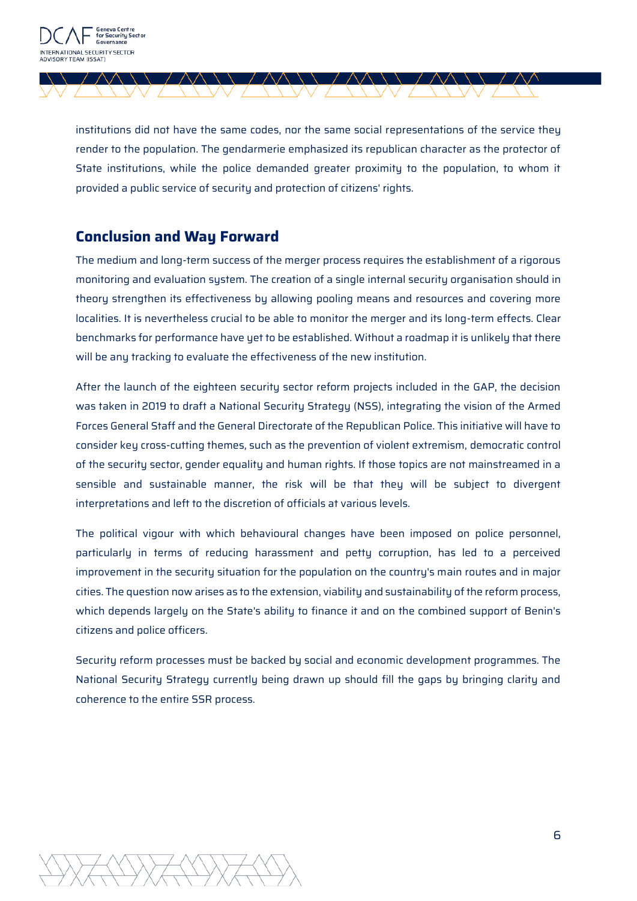institutions did not have the same codes, nor the same social representations of the service they render to the population. The gendarmerie emphasized its republican character as the protector of State institutions, while the police demanded greater proximity to the population, to whom it provided a public service of security and protection of citizens' rights.

## Conclusion and Way Forward

The medium and long-term success of the merger process requires the establishment of a rigorous monitoring and evaluation system. The creation of a single internal security organisation should in theory strengthen its effectiveness by allowing pooling means and resources and covering more localities. It is nevertheless crucial to be able to monitor the merger and its long-term effects. Clear benchmarks for performance have yet to be established. Without a roadmap it is unlikely that there will be any tracking to evaluate the effectiveness of the new institution.

After the launch of the eighteen security sector reform projects included in the GAP, the decision was taken in 2019 to draft a National Security Strategy (NSS), integrating the vision of the Armed Forces General Staff and the General Directorate of the Republican Police. This initiative will have to consider key cross-cutting themes, such as the prevention of violent extremism, democratic control of the security sector, gender equality and human rights. If those topics are not mainstreamed in a sensible and sustainable manner, the risk will be that they will be subject to divergent interpretations and left to the discretion of officials at various levels.

The political vigour with which behavioural changes have been imposed on police personnel, particularly in terms of reducing harassment and petty corruption, has led to a perceived improvement in the security situation for the population on the country's main routes and in major cities. The question now arises as to the extension, viability and sustainability of the reform process, which depends largely on the State's ability to finance it and on the combined support of Benin's citizens and police officers.

Security reform processes must be backed by social and economic development programmes. The National Security Strategy currently being drawn up should fill the gaps by bringing clarity and coherence to the entire SSR process.